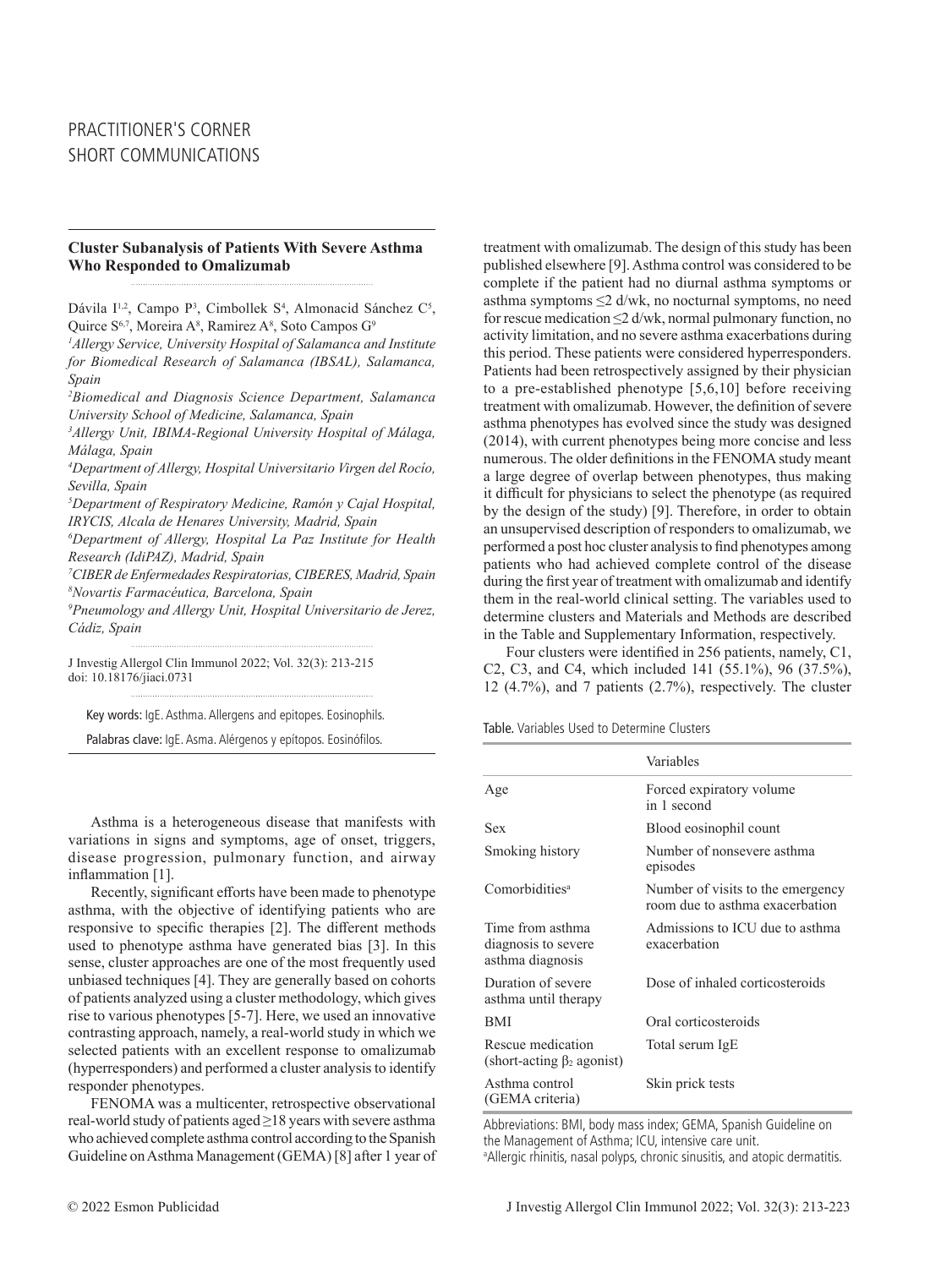PRACTITIONER'S CORNER
SHORT COMMUNICATIONS

## Cluster Subanalysis of Patients With Severe Asthma Who Responded to Omalizumab

Dávila I[1,2], Campo P[3], Cimbollek S[4], Almonacid Sánchez C[5], Quirce S[6,7], Moreira A[8], Ramirez A[8], Soto Campos G[9]

[1]*Allergy Service, University Hospital of Salamanca and Institute for Biomedical Research of Salamanca (IBSAL), Salamanca, Spain*
[2]*Biomedical and Diagnosis Science Department, Salamanca University School of Medicine, Salamanca, Spain*
[3]*Allergy Unit, IBIMA-Regional University Hospital of Málaga, Málaga, Spain*
[4]*Department of Allergy, Hospital Universitario Virgen del Rocío, Sevilla, Spain*
[5]*Department of Respiratory Medicine, Ramón y Cajal Hospital, IRYCIS, Alcala de Henares University, Madrid, Spain*
[6]*Department of Allergy, Hospital La Paz Institute for Health Research (IdiPAZ), Madrid, Spain*
[7]*CIBER de Enfermedades Respiratorias, CIBERES, Madrid, Spain*
[8]*Novartis Farmacéutica, Barcelona, Spain*
[9]*Pneumology and Allergy Unit, Hospital Universitario de Jerez, Cádiz, Spain*

J Investig Allergol Clin Immunol 2022; Vol. 32(3): 213-215
doi: 10.18176/jiaci.0731

Key words: IgE. Asthma. Allergens and epitopes. Eosinophils.

Palabras clave: IgE. Asma. Alérgenos y epítopos. Eosinófilos.

Asthma is a heterogeneous disease that manifests with variations in signs and symptoms, age of onset, triggers, disease progression, pulmonary function, and airway inflammation [1].

Recently, significant efforts have been made to phenotype asthma, with the objective of identifying patients who are responsive to specific therapies [2]. The different methods used to phenotype asthma have generated bias [3]. In this sense, cluster approaches are one of the most frequently used unbiased techniques [4]. They are generally based on cohorts of patients analyzed using a cluster methodology, which gives rise to various phenotypes [5-7]. Here, we used an innovative contrasting approach, namely, a real-world study in which we selected patients with an excellent response to omalizumab (hyperresponders) and performed a cluster analysis to identify responder phenotypes.

FENOMA was a multicenter, retrospective observational real-world study of patients aged ≥18 years with severe asthma who achieved complete asthma control according to the Spanish Guideline on Asthma Management (GEMA) [8] after 1 year of treatment with omalizumab. The design of this study has been published elsewhere [9]. Asthma control was considered to be complete if the patient had no diurnal asthma symptoms or asthma symptoms ≤2 d/wk, no nocturnal symptoms, no need for rescue medication ≤2 d/wk, normal pulmonary function, no activity limitation, and no severe asthma exacerbations during this period. These patients were considered hyperresponders. Patients had been retrospectively assigned by their physician to a pre-established phenotype [5,6,10] before receiving treatment with omalizumab. However, the definition of severe asthma phenotypes has evolved since the study was designed (2014), with current phenotypes being more concise and less numerous. The older definitions in the FENOMA study meant a large degree of overlap between phenotypes, thus making it difficult for physicians to select the phenotype (as required by the design of the study) [9]. Therefore, in order to obtain an unsupervised description of responders to omalizumab, we performed a post hoc cluster analysis to find phenotypes among patients who had achieved complete control of the disease during the first year of treatment with omalizumab and identify them in the real-world clinical setting. The variables used to determine clusters and Materials and Methods are described in the Table and Supplementary Information, respectively.

Four clusters were identified in 256 patients, namely, C1, C2, C3, and C4, which included 141 (55.1%), 96 (37.5%), 12 (4.7%), and 7 patients (2.7%), respectively. The cluster

Table. Variables Used to Determine Clusters

| | Variables |
|---|---|
| Age | Forced expiratory volume in 1 second |
| Sex | Blood eosinophil count |
| Smoking history | Number of nonsevere asthma episodes |
| Comorbidities[a] | Number of visits to the emergency room due to asthma exacerbation |
| Time from asthma diagnosis to severe asthma diagnosis | Admissions to ICU due to asthma exacerbation |
| Duration of severe asthma until therapy | Dose of inhaled corticosteroids |
| BMI | Oral corticosteroids |
| Rescue medication (short-acting $\beta_2$ agonist) | Total serum IgE |
| Asthma control (GEMA criteria) | Skin prick tests |

Abbreviations: BMI, body mass index; GEMA, Spanish Guideline on the Management of Asthma; ICU, intensive care unit.
[a]Allergic rhinitis, nasal polyps, chronic sinusitis, and atopic dermatitis.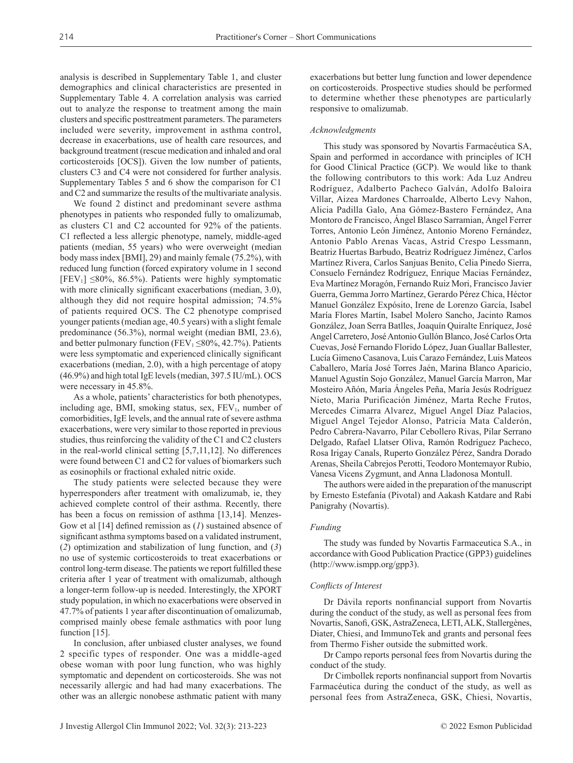analysis is described in Supplementary Table 1, and cluster demographics and clinical characteristics are presented in Supplementary Table 4. A correlation analysis was carried out to analyze the response to treatment among the main clusters and specific posttreatment parameters. The parameters included were severity, improvement in asthma control, decrease in exacerbations, use of health care resources, and background treatment (rescue medication and inhaled and oral corticosteroids [OCS]). Given the low number of patients, clusters C3 and C4 were not considered for further analysis. Supplementary Tables 5 and 6 show the comparison for C1 and C2 and summarize the results of the multivariate analysis.

We found 2 distinct and predominant severe asthma phenotypes in patients who responded fully to omalizumab, as clusters C1 and C2 accounted for 92% of the patients. C1 reflected a less allergic phenotype, namely, middle-aged patients (median, 55 years) who were overweight (median body mass index [BMI], 29) and mainly female (75.2%), with reduced lung function (forced expiratory volume in 1 second [$FEV_1$] ≤80%, 86.5%). Patients were highly symptomatic with more clinically significant exacerbations (median, 3.0), although they did not require hospital admission; 74.5% of patients required OCS. The C2 phenotype comprised younger patients (median age, 40.5 years) with a slight female predominance (56.3%), normal weight (median BMI, 23.6), and better pulmonary function ($FEV_1$ ≤80%, 42.7%). Patients were less symptomatic and experienced clinically significant exacerbations (median, 2.0), with a high percentage of atopy (46.9%) and high total IgE levels (median, 397.5 IU/mL). OCS were necessary in 45.8%.

As a whole, patients' characteristics for both phenotypes, including age, BMI, smoking status, sex, $FEV_1$, number of comorbidities, IgE levels, and the annual rate of severe asthma exacerbations, were very similar to those reported in previous studies, thus reinforcing the validity of the C1 and C2 clusters in the real-world clinical setting [5,7,11,12]. No differences were found between C1 and C2 for values of biomarkers such as eosinophils or fractional exhaled nitric oxide.

The study patients were selected because they were hyperresponders after treatment with omalizumab, ie, they achieved complete control of their asthma. Recently, there has been a focus on remission of asthma [13,14]. Menzes-Gow et al [14] defined remission as (*1*) sustained absence of significant asthma symptoms based on a validated instrument, (*2*) optimization and stabilization of lung function, and (*3*) no use of systemic corticosteroids to treat exacerbations or control long-term disease. The patients we report fulfilled these criteria after 1 year of treatment with omalizumab, although a longer-term follow-up is needed. Interestingly, the XPORT study population, in which no exacerbations were observed in 47.7% of patients 1 year after discontinuation of omalizumab, comprised mainly obese female asthmatics with poor lung function [15].

In conclusion, after unbiased cluster analyses, we found 2 specific types of responder. One was a middle-aged obese woman with poor lung function, who was highly symptomatic and dependent on corticosteroids. She was not necessarily allergic and had had many exacerbations. The other was an allergic nonobese asthmatic patient with many exacerbations but better lung function and lower dependence on corticosteroids. Prospective studies should be performed to determine whether these phenotypes are particularly responsive to omalizumab.

### *Acknowledgments*

This study was sponsored by Novartis Farmacéutica SA, Spain and performed in accordance with principles of ICH for Good Clinical Practice (GCP). We would like to thank the following contributors to this work: Ada Luz Andreu Rodríguez, Adalberto Pacheco Galván, Adolfo Baloira Villar, Aizea Mardones Charroalde, Alberto Levy Nahon, Alicia Padilla Galo, Ana Gómez-Bastero Fernández, Ana Montoro de Francisco, Ángel Blasco Sarramian, Ángel Ferrer Torres, Antonio León Jiménez, Antonio Moreno Fernández, Antonio Pablo Arenas Vacas, Astrid Crespo Lessmann, Beatriz Huertas Barbudo, Beatriz Rodríguez Jiménez, Carlos Martínez Rivera, Carlos Sanjuas Benito, Celia Pinedo Sierra, Consuelo Fernández Rodríguez, Enrique Macias Fernández, Eva Martínez Moragón, Fernando Ruiz Mori, Francisco Javier Guerra, Gemma Jorro Martínez, Gerardo Pérez Chica, Héctor Manuel González Expósito, Irene de Lorenzo García, Isabel María Flores Martín, Isabel Molero Sancho, Jacinto Ramos González, Joan Serra Batlles, Joaquín Quiralte Enríquez, José Angel Carretero, José Antonio Gullón Blanco, José Carlos Orta Cuevas, José Fernando Florido López, Juan Guallar Ballester, Lucía Gimeno Casanova, Luis Carazo Fernández, Luis Mateos Caballero, María José Torres Jaén, Marina Blanco Aparicio, Manuel Agustín Sojo González, Manuel García Marron, Mar Mosteiro Añón, María Ángeles Peña, María Jesús Rodríguez Nieto, Maria Purificación Jiménez, Marta Reche Frutos, Mercedes Cimarra Alvarez, Miguel Angel Díaz Palacios, Miguel Angel Tejedor Alonso, Patricia Mata Calderón, Pedro Cabrera-Navarro, Pilar Cebollero Rivas, Pilar Serrano Delgado, Rafael Llatser Oliva, Ramón Rodríguez Pacheco, Rosa Irigay Canals, Ruperto González Pérez, Sandra Dorado Arenas, Sheila Cabrejos Perotti, Teodoro Montemayor Rubio, Vanesa Vicens Zygmunt, and Anna Lladonosa Montull.

The authors were aided in the preparation of the manuscript by Ernesto Estefanía (Pivotal) and Aakash Katdare and Rabi Panigrahy (Novartis).

### *Funding*

The study was funded by Novartis Farmaceutica S.A., in accordance with Good Publication Practice (GPP3) guidelines (http://www.ismpp.org/gpp3).

### *Conflicts of Interest*

Dr Dávila reports nonfinancial support from Novartis during the conduct of the study, as well as personal fees from Novartis, Sanofi, GSK, AstraZeneca, LETI, ALK, Stallergènes, Diater, Chiesi, and ImmunoTek and grants and personal fees from Thermo Fisher outside the submitted work.

Dr Campo reports personal fees from Novartis during the conduct of the study.

Dr Cimbollek reports nonfinancial support from Novartis Farmacéutica during the conduct of the study, as well as personal fees from AstraZeneca, GSK, Chiesi, Novartis,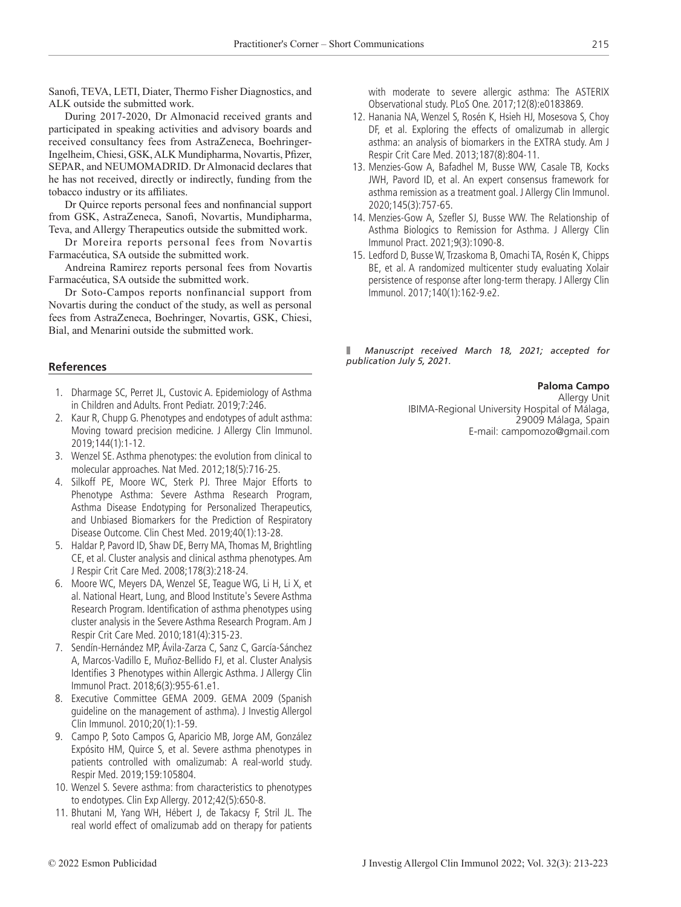Sanofi, TEVA, LETI, Diater, Thermo Fisher Diagnostics, and ALK outside the submitted work.

During 2017-2020, Dr Almonacid received grants and participated in speaking activities and advisory boards and received consultancy fees from AstraZeneca, Boehringer-Ingelheim, Chiesi, GSK, ALK Mundipharma, Novartis, Pfizer, SEPAR, and NEUMOMADRID. Dr Almonacid declares that he has not received, directly or indirectly, funding from the tobacco industry or its affiliates.

Dr Quirce reports personal fees and nonfinancial support from GSK, AstraZeneca, Sanofi, Novartis, Mundipharma, Teva, and Allergy Therapeutics outside the submitted work.

Dr Moreira reports personal fees from Novartis Farmacéutica, SA outside the submitted work.

Andreina Ramirez reports personal fees from Novartis Farmacéutica, SA outside the submitted work.

Dr Soto-Campos reports nonfinancial support from Novartis during the conduct of the study, as well as personal fees from AstraZeneca, Boehringer, Novartis, GSK, Chiesi, Bial, and Menarini outside the submitted work.

## References

1. Dharmage SC, Perret JL, Custovic A. Epidemiology of Asthma in Children and Adults. Front Pediatr. 2019;7:246.
2. Kaur R, Chupp G. Phenotypes and endotypes of adult asthma: Moving toward precision medicine. J Allergy Clin Immunol. 2019;144(1):1-12.
3. Wenzel SE. Asthma phenotypes: the evolution from clinical to molecular approaches. Nat Med. 2012;18(5):716-25.
4. Silkoff PE, Moore WC, Sterk PJ. Three Major Efforts to Phenotype Asthma: Severe Asthma Research Program, Asthma Disease Endotyping for Personalized Therapeutics, and Unbiased Biomarkers for the Prediction of Respiratory Disease Outcome. Clin Chest Med. 2019;40(1):13-28.
5. Haldar P, Pavord ID, Shaw DE, Berry MA, Thomas M, Brightling CE, et al. Cluster analysis and clinical asthma phenotypes. Am J Respir Crit Care Med. 2008;178(3):218-24.
6. Moore WC, Meyers DA, Wenzel SE, Teague WG, Li H, Li X, et al. National Heart, Lung, and Blood Institute's Severe Asthma Research Program. Identification of asthma phenotypes using cluster analysis in the Severe Asthma Research Program. Am J Respir Crit Care Med. 2010;181(4):315-23.
7. Sendín-Hernández MP, Ávila-Zarza C, Sanz C, García-Sánchez A, Marcos-Vadillo E, Muñoz-Bellido FJ, et al. Cluster Analysis Identifies 3 Phenotypes within Allergic Asthma. J Allergy Clin Immunol Pract. 2018;6(3):955-61.e1.
8. Executive Committee GEMA 2009. GEMA 2009 (Spanish guideline on the management of asthma). J Investig Allergol Clin Immunol. 2010;20(1):1-59.
9. Campo P, Soto Campos G, Aparicio MB, Jorge AM, González Expósito HM, Quirce S, et al. Severe asthma phenotypes in patients controlled with omalizumab: A real-world study. Respir Med. 2019;159:105804.
10. Wenzel S. Severe asthma: from characteristics to phenotypes to endotypes. Clin Exp Allergy. 2012;42(5):650-8.
11. Bhutani M, Yang WH, Hébert J, de Takacsy F, Stril JL. The real world effect of omalizumab add on therapy for patients with moderate to severe allergic asthma: The ASTERIX Observational study. PLoS One. 2017;12(8):e0183869.
12. Hanania NA, Wenzel S, Rosén K, Hsieh HJ, Mosesova S, Choy DF, et al. Exploring the effects of omalizumab in allergic asthma: an analysis of biomarkers in the EXTRA study. Am J Respir Crit Care Med. 2013;187(8):804-11.
13. Menzies-Gow A, Bafadhel M, Busse WW, Casale TB, Kocks JWH, Pavord ID, et al. An expert consensus framework for asthma remission as a treatment goal. J Allergy Clin Immunol. 2020;145(3):757-65.
14. Menzies-Gow A, Szefler SJ, Busse WW. The Relationship of Asthma Biologics to Remission for Asthma. J Allergy Clin Immunol Pract. 2021;9(3):1090-8.
15. Ledford D, Busse W, Trzaskoma B, Omachi TA, Rosén K, Chipps BE, et al. A randomized multicenter study evaluating Xolair persistence of response after long-term therapy. J Allergy Clin Immunol. 2017;140(1):162-9.e2.

*Manuscript received March 18, 2021; accepted for publication July 5, 2021.*

**Paloma Campo**
Allergy Unit
IBIMA-Regional University Hospital of Málaga,
29009 Málaga, Spain
E-mail: campomozo@gmail.com